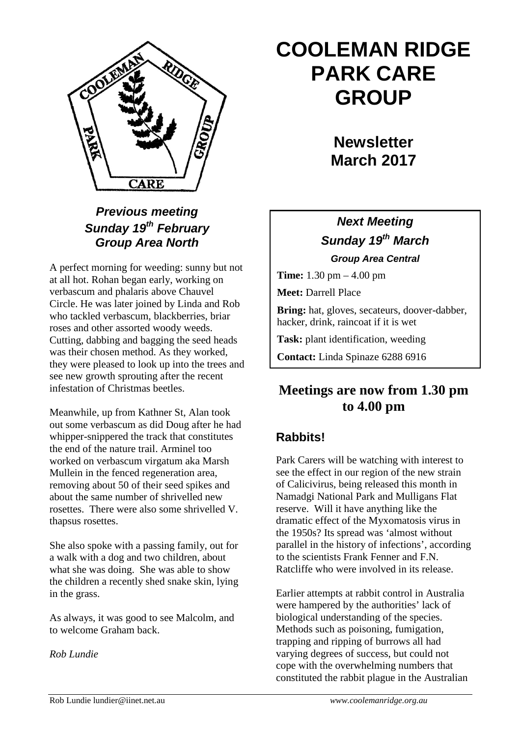// Transcribed: Cooleman Ridge Park Care Group newsletter, March 2017, page 1 — text only; logo not reproduced (no image ref supplied); footer line omitted; two-column layout merged into single-column reading order.
# COOLEMAN RIDGE PARK CARE GROUP

## Newsletter March 2017

### *Previous meeting Sunday 19th February Group Area North*

A perfect morning for weeding: sunny but not at all hot. Rohan began early, working on verbascum and phalaris above Chauvel Circle. He was later joined by Linda and Rob who tackled verbascum, blackberries, briar roses and other assorted woody weeds. Cutting, dabbing and bagging the seed heads was their chosen method. As they worked, they were pleased to look up into the trees and see new growth sprouting after the recent infestation of Christmas beetles.

Meanwhile, up from Kathner St, Alan took out some verbascum as did Doug after he had whipper-snippered the track that constitutes the end of the nature trail. Arminel too worked on verbascum virgatum aka Marsh Mullein in the fenced regeneration area, removing about 50 of their seed spikes and about the same number of shrivelled new rosettes. There were also some shrivelled V. thapsus rosettes.

She also spoke with a passing family, out for a walk with a dog and two children, about what she was doing. She was able to show the children a recently shed snake skin, lying in the grass.

As always, it was good to see Malcolm, and to welcome Graham back.

*Rob Lundie*

### *Next Meeting Sunday 19th March*

***Group Area Central***

**Time:** 1.30 pm – 4.00 pm

**Meet:** Darrell Place

**Bring:** hat, gloves, secateurs, doover-dabber, hacker, drink, raincoat if it is wet

**Task:** plant identification, weeding

**Contact:** Linda Spinaze 6288 6916

## Meetings are now from 1.30 pm to 4.00 pm

## Rabbits!

Park Carers will be watching with interest to see the effect in our region of the new strain of Calicivirus, being released this month in Namadgi National Park and Mulligans Flat reserve. Will it have anything like the dramatic effect of the Myxomatosis virus in the 1950s? Its spread was 'almost without parallel in the history of infections', according to the scientists Frank Fenner and F.N. Ratcliffe who were involved in its release.

Earlier attempts at rabbit control in Australia were hampered by the authorities' lack of biological understanding of the species. Methods such as poisoning, fumigation, trapping and ripping of burrows all had varying degrees of success, but could not cope with the overwhelming numbers that constituted the rabbit plague in the Australian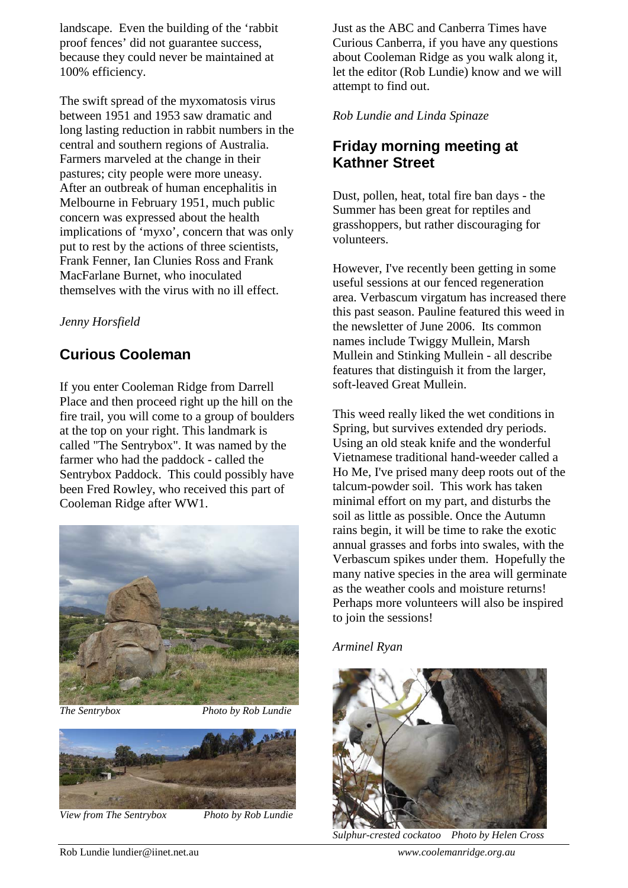landscape. Even the building of the 'rabbit proof fences' did not guarantee success, because they could never be maintained at 100% efficiency.

The swift spread of the myxomatosis virus between 1951 and 1953 saw dramatic and long lasting reduction in rabbit numbers in the central and southern regions of Australia. Farmers marveled at the change in their pastures; city people were more uneasy. After an outbreak of human encephalitis in Melbourne in February 1951, much public concern was expressed about the health implications of 'myxo', concern that was only put to rest by the actions of three scientists, Frank Fenner, Ian Clunies Ross and Frank MacFarlane Burnet, who inoculated themselves with the virus with no ill effect.

*Jenny Horsfield*

## Curious Cooleman

If you enter Cooleman Ridge from Darrell Place and then proceed right up the hill on the fire trail, you will come to a group of boulders at the top on your right. This landmark is called "The Sentrybox". It was named by the farmer who had the paddock - called the Sentrybox Paddock. This could possibly have been Fred Rowley, who received this part of Cooleman Ridge after WW1.

*The Sentrybox* *Photo by Rob Lundie*

*View from The Sentrybox* *Photo by Rob Lundie*

Just as the ABC and Canberra Times have Curious Canberra, if you have any questions about Cooleman Ridge as you walk along it, let the editor (Rob Lundie) know and we will attempt to find out.

*Rob Lundie and Linda Spinaze*

## Friday morning meeting at Kathner Street

Dust, pollen, heat, total fire ban days - the Summer has been great for reptiles and grasshoppers, but rather discouraging for volunteers.

However, I've recently been getting in some useful sessions at our fenced regeneration area. Verbascum virgatum has increased there this past season. Pauline featured this weed in the newsletter of June 2006. Its common names include Twiggy Mullein, Marsh Mullein and Stinking Mullein - all describe features that distinguish it from the larger, soft-leaved Great Mullein.

This weed really liked the wet conditions in Spring, but survives extended dry periods. Using an old steak knife and the wonderful Vietnamese traditional hand-weeder called a Ho Me, I've prised many deep roots out of the talcum-powder soil. This work has taken minimal effort on my part, and disturbs the soil as little as possible. Once the Autumn rains begin, it will be time to rake the exotic annual grasses and forbs into swales, with the Verbascum spikes under them. Hopefully the many native species in the area will germinate as the weather cools and moisture returns! Perhaps more volunteers will also be inspired to join the sessions!

*Arminel Ryan*

*Sulphur-crested cockatoo* *Photo by Helen Cross*